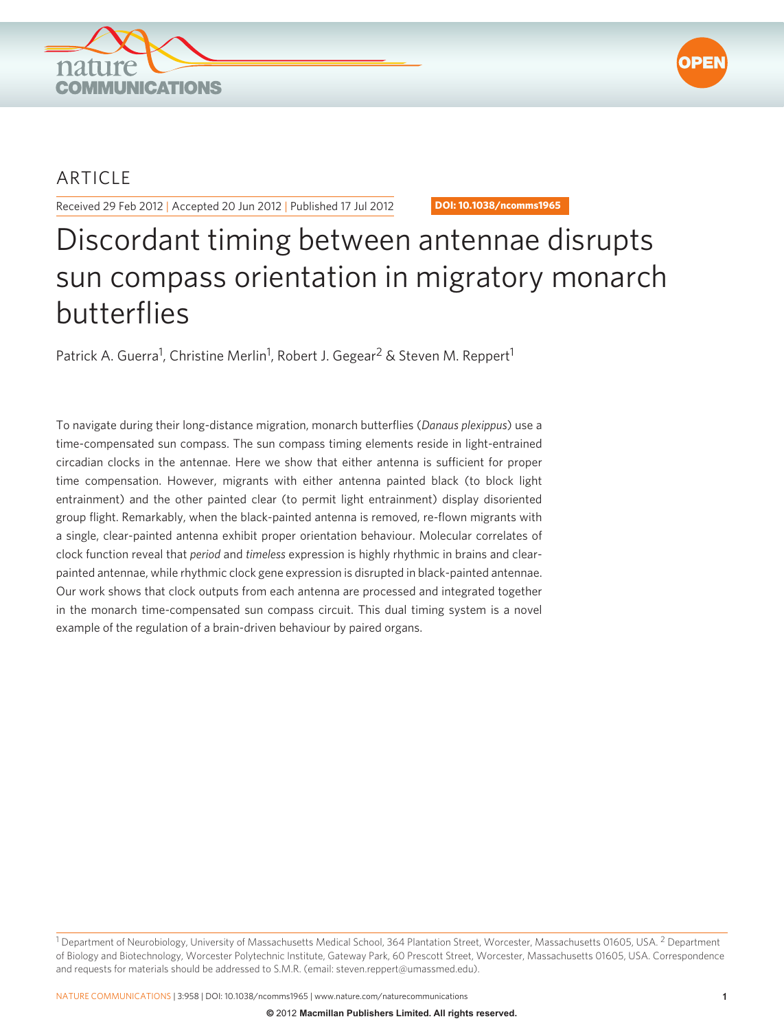ARTICLE

Received 29 Feb 2012 | Accepted 20 Jun 2012 | Published 17 Jul 2012

DOI: 10.1038/ncomms1965

# Discordant timing between antennae disrupts sun compass orientation in migratory monarch butterflies

Patrick A. Guerra[1], Christine Merlin[1], Robert J. Gegear[2] & Steven M. Reppert[1]

To navigate during their long-distance migration, monarch butterflies (*Danaus plexippus*) use a time-compensated sun compass. The sun compass timing elements reside in light-entrained circadian clocks in the antennae. Here we show that either antenna is sufficient for proper time compensation. However, migrants with either antenna painted black (to block light entrainment) and the other painted clear (to permit light entrainment) display disoriented group flight. Remarkably, when the black-painted antenna is removed, re-flown migrants with a single, clear-painted antenna exhibit proper orientation behaviour. Molecular correlates of clock function reveal that *period* and *timeless* expression is highly rhythmic in brains and clear-painted antennae, while rhythmic clock gene expression is disrupted in black-painted antennae. Our work shows that clock outputs from each antenna are processed and integrated together in the monarch time-compensated sun compass circuit. This dual timing system is a novel example of the regulation of a brain-driven behaviour by paired organs.

[1] Department of Neurobiology, University of Massachusetts Medical School, 364 Plantation Street, Worcester, Massachusetts 01605, USA. [2] Department of Biology and Biotechnology, Worcester Polytechnic Institute, Gateway Park, 60 Prescott Street, Worcester, Massachusetts 01605, USA. Correspondence and requests for materials should be addressed to S.M.R. (email: steven.reppert@umassmed.edu).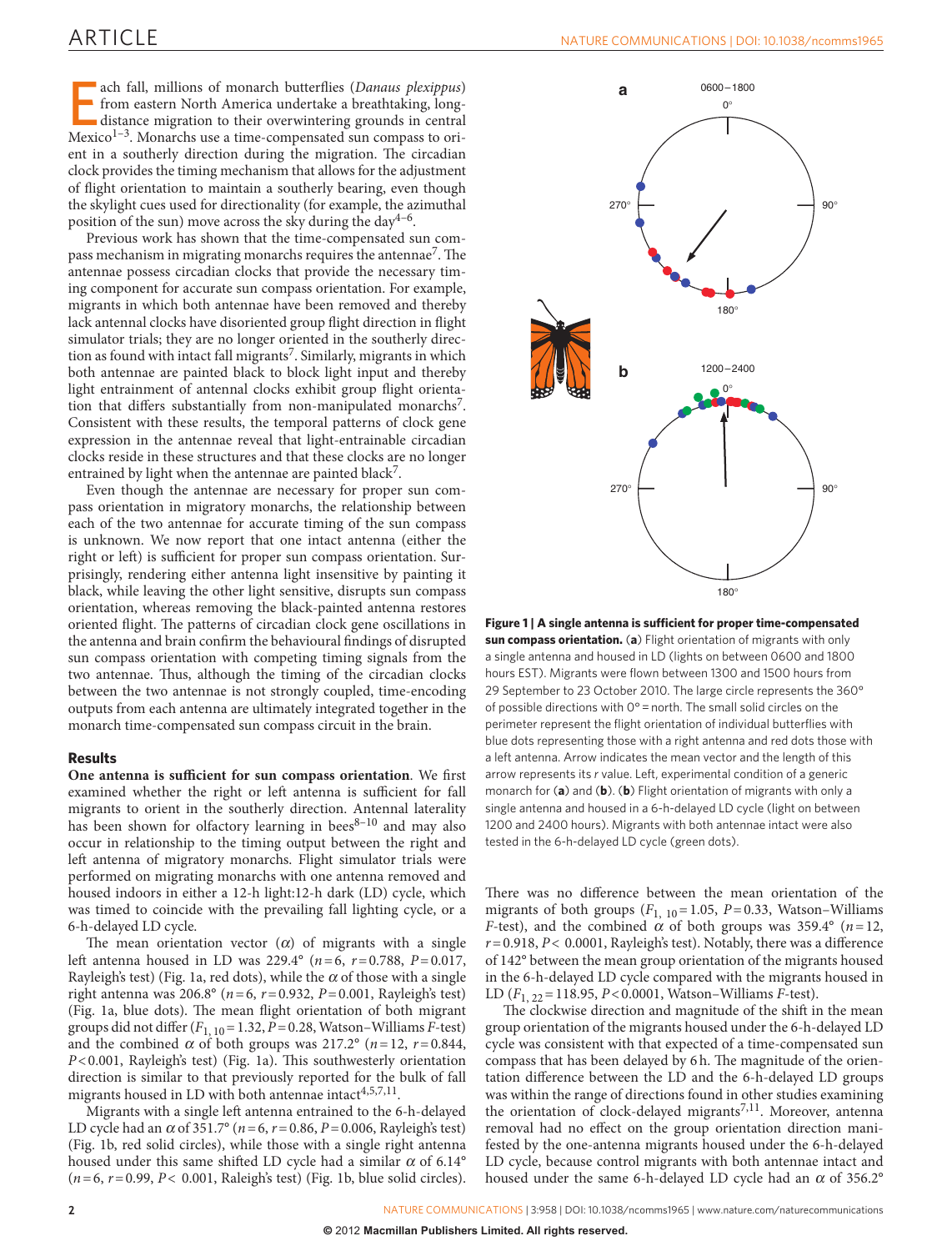Each fall, millions of monarch butterflies (*Danaus plexippus*) from eastern North America undertake a breathtaking, long-distance migration to their overwintering grounds in central Mexico[1–3]. Monarchs use a time-compensated sun compass to orient in a southerly direction during the migration. The circadian clock provides the timing mechanism that allows for the adjustment of flight orientation to maintain a southerly bearing, even though the skylight cues used for directionality (for example, the azimuthal position of the sun) move across the sky during the day[4–6].

Previous work has shown that the time-compensated sun compass mechanism in migrating monarchs requires the antennae[7]. The antennae possess circadian clocks that provide the necessary timing component for accurate sun compass orientation. For example, migrants in which both antennae have been removed and thereby lack antennal clocks have disoriented group flight direction in flight simulator trials; they are no longer oriented in the southerly direction as found with intact fall migrants[7]. Similarly, migrants in which both antennae are painted black to block light input and thereby light entrainment of antennal clocks exhibit group flight orientation that differs substantially from non-manipulated monarchs[7]. Consistent with these results, the temporal patterns of clock gene expression in the antennae reveal that light-entrainable circadian clocks reside in these structures and that these clocks are no longer entrained by light when the antennae are painted black[7].

Even though the antennae are necessary for proper sun compass orientation in migratory monarchs, the relationship between each of the two antennae for accurate timing of the sun compass is unknown. We now report that one intact antenna (either the right or left) is sufficient for proper sun compass orientation. Surprisingly, rendering either antenna light insensitive by painting it black, while leaving the other light sensitive, disrupts sun compass orientation, whereas removing the black-painted antenna restores oriented flight. The patterns of circadian clock gene oscillations in the antenna and brain confirm the behavioural findings of disrupted sun compass orientation with competing timing signals from the two antennae. Thus, although the timing of the circadian clocks between the two antennae is not strongly coupled, time-encoding outputs from each antenna are ultimately integrated together in the monarch time-compensated sun compass circuit in the brain.

## Results

**One antenna is sufficient for sun compass orientation**. We first examined whether the right or left antenna is sufficient for fall migrants to orient in the southerly direction. Antennal laterality has been shown for olfactory learning in bees[8–10] and may also occur in relationship to the timing output between the right and left antenna of migratory monarchs. Flight simulator trials were performed on migrating monarchs with one antenna removed and housed indoors in either a 12-h light:12-h dark (LD) cycle, which was timed to coincide with the prevailing fall lighting cycle, or a 6-h-delayed LD cycle.

The mean orientation vector ($\alpha$) of migrants with a single left antenna housed in LD was 229.4° ($n=6$, $r=0.788$, $P=0.017$, Rayleigh's test) (Fig. 1a, red dots), while the $\alpha$ of those with a single right antenna was 206.8° ($n=6$, $r=0.932$, $P=0.001$, Rayleigh's test) (Fig. 1a, blue dots). The mean flight orientation of both migrant groups did not differ ($F_{1,10}=1.32$, $P=0.28$, Watson–Williams $F$-test) and the combined $\alpha$ of both groups was 217.2° ($n=12$, $r=0.844$, $P<0.001$, Rayleigh's test) (Fig. 1a). This southwesterly orientation direction is similar to that previously reported for the bulk of fall migrants housed in LD with both antennae intact[4,5,7,11].

Migrants with a single left antenna entrained to the 6-h-delayed LD cycle had an $\alpha$ of 351.7° ($n=6$, $r=0.86$, $P=0.006$, Rayleigh's test) (Fig. 1b, red solid circles), while those with a single right antenna housed under this same shifted LD cycle had a similar $\alpha$ of 6.14° ($n=6$, $r=0.99$, $P<$ 0.001, Raleigh's test) (Fig. 1b, blue solid circles). There was no difference between the mean orientation of the migrants of both groups ($F_{1,\,10}=1.05$, $P=0.33$, Watson–Williams $F$-test), and the combined $\alpha$ of both groups was 359.4° ($n=12$, $r=0.918$, $P<$ 0.0001, Rayleigh's test). Notably, there was a difference of 142° between the mean group orientation of the migrants housed in the 6-h-delayed LD cycle compared with the migrants housed in LD ($F_{1,\,22}=118.95$, $P<0.0001$, Watson–Williams $F$-test).

The clockwise direction and magnitude of the shift in the mean group orientation of the migrants housed under the 6-h-delayed LD cycle was consistent with that expected of a time-compensated sun compass that has been delayed by 6 h. The magnitude of the orientation difference between the LD and the 6-h-delayed LD groups was within the range of directions found in other studies examining the orientation of clock-delayed migrants[7,11]. Moreover, antenna removal had no effect on the group orientation direction manifested by the one-antenna migrants housed under the 6-h-delayed LD cycle, because control migrants with both antennae intact and housed under the same 6-h-delayed LD cycle had an $\alpha$ of 356.2°

a
0600–1800
0°
270°
90°
180°

b
1200–2400
0°
270°
90°
180°

**Figure 1 | A single antenna is sufficient for proper time-compensated sun compass orientation.** (**a**) Flight orientation of migrants with only a single antenna and housed in LD (lights on between 0600 and 1800 hours EST). Migrants were flown between 1300 and 1500 hours from 29 September to 23 October 2010. The large circle represents the 360° of possible directions with 0° = north. The small solid circles on the perimeter represent the flight orientation of individual butterflies with blue dots representing those with a right antenna and red dots those with a left antenna. Arrow indicates the mean vector and the length of this arrow represents its $r$ value. Left, experimental condition of a generic monarch for (**a**) and (**b**). (**b**) Flight orientation of migrants with only a single antenna and housed in a 6-h-delayed LD cycle (light on between 1200 and 2400 hours). Migrants with both antennae intact were also tested in the 6-h-delayed LD cycle (green dots).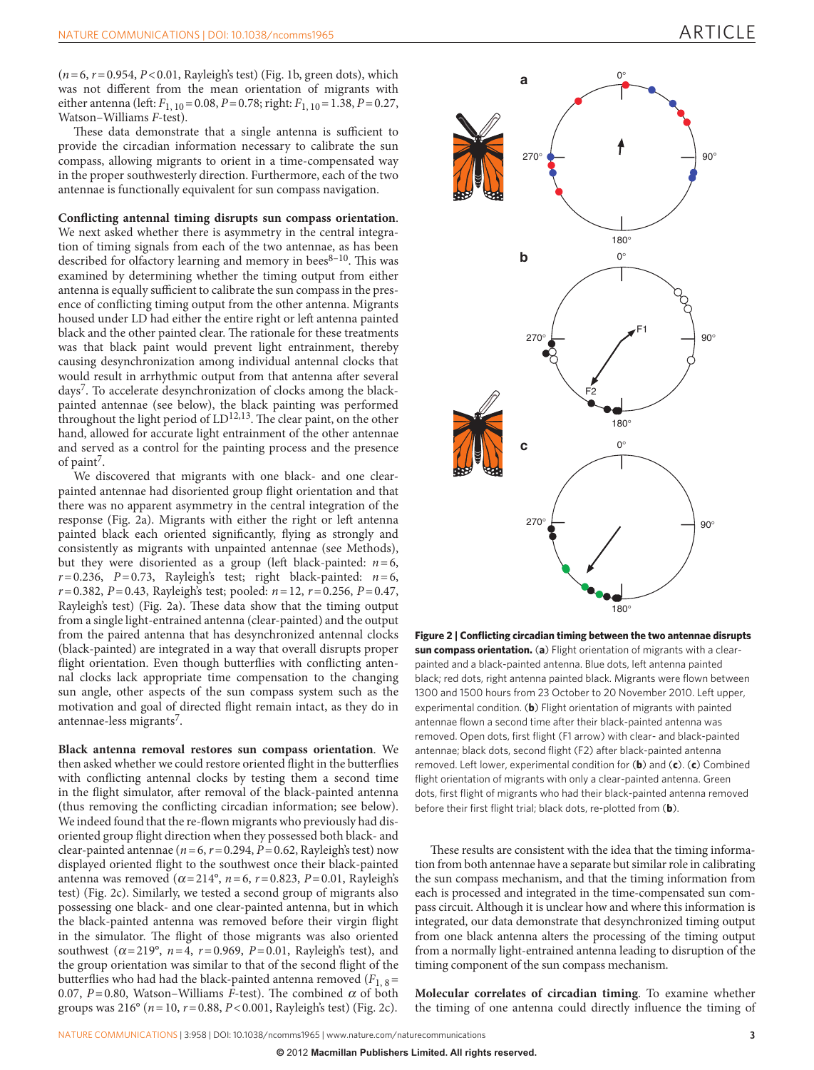($n=6$, $r=0.954$, $P<0.01$, Rayleigh's test) (Fig. 1b, green dots), which was not different from the mean orientation of migrants with either antenna (left: $F_{1,10}=0.08$, $P=0.78$; right: $F_{1,10}=1.38$, $P=0.27$, Watson–Williams $F$-test).

These data demonstrate that a single antenna is sufficient to provide the circadian information necessary to calibrate the sun compass, allowing migrants to orient in a time-compensated way in the proper southwesterly direction. Furthermore, each of the two antennae is functionally equivalent for sun compass navigation.

**Conflicting antennal timing disrupts sun compass orientation.** We next asked whether there is asymmetry in the central integration of timing signals from each of the two antennae, as has been described for olfactory learning and memory in bees[8–10]. This was examined by determining whether the timing output from either antenna is equally sufficient to calibrate the sun compass in the presence of conflicting timing output from the other antenna. Migrants housed under LD had either the entire right or left antenna painted black and the other painted clear. The rationale for these treatments was that black paint would prevent light entrainment, thereby causing desynchronization among individual antennal clocks that would result in arrhythmic output from that antenna after several days[7]. To accelerate desynchronization of clocks among the black-painted antennae (see below), the black painting was performed throughout the light period of LD[12,13]. The clear paint, on the other hand, allowed for accurate light entrainment of the other antennae and served as a control for the painting process and the presence of paint[7].

We discovered that migrants with one black- and one clear-painted antennae had disoriented group flight orientation and that there was no apparent asymmetry in the central integration of the response (Fig. 2a). Migrants with either the right or left antenna painted black each oriented significantly, flying as strongly and consistently as migrants with unpainted antennae (see Methods), but they were disoriented as a group (left black-painted: $n=6$, $r=0.236$, $P=0.73$, Rayleigh's test; right black-painted: $n=6$, $r=0.382$, $P=0.43$, Rayleigh's test; pooled: $n=12$, $r=0.256$, $P=0.47$, Rayleigh's test) (Fig. 2a). These data show that the timing output from a single light-entrained antenna (clear-painted) and the output from the paired antenna that has desynchronized antennal clocks (black-painted) are integrated in a way that overall disrupts proper flight orientation. Even though butterflies with conflicting antennal clocks lack appropriate time compensation to the changing sun angle, other aspects of the sun compass system such as the motivation and goal of directed flight remain intact, as they do in antennae-less migrants[7].

**Black antenna removal restores sun compass orientation.** We then asked whether we could restore oriented flight in the butterflies with conflicting antennal clocks by testing them a second time in the flight simulator, after removal of the black-painted antenna (thus removing the conflicting circadian information; see below). We indeed found that the re-flown migrants who previously had disoriented group flight direction when they possessed both black- and clear-painted antennae ($n=6$, $r=0.294$, $P=0.62$, Rayleigh's test) now displayed oriented flight to the southwest once their black-painted antenna was removed ($\alpha=214°$, $n=6$, $r=0.823$, $P=0.01$, Rayleigh's test) (Fig. 2c). Similarly, we tested a second group of migrants also possessing one black- and one clear-painted antenna, but in which the black-painted antenna was removed before their virgin flight in the simulator. The flight of those migrants was also oriented southwest ($\alpha=219°$, $n=4$, $r=0.969$, $P=0.01$, Rayleigh's test), and the group orientation was similar to that of the second flight of the butterflies who had had the black-painted antenna removed ($F_{1,8}=0.07$, $P=0.80$, Watson–Williams $F$-test). The combined $\alpha$ of both groups was 216° ($n=10$, $r=0.88$, $P<0.001$, Rayleigh's test) (Fig. 2c).

**Figure 2 | Conflicting circadian timing between the two antennae disrupts sun compass orientation.** (**a**) Flight orientation of migrants with a clear-painted and a black-painted antenna. Blue dots, left antenna painted black; red dots, right antenna painted black. Migrants were flown between 1300 and 1500 hours from 23 October to 20 November 2010. Left upper, experimental condition. (**b**) Flight orientation of migrants with painted antennae flown a second time after their black-painted antenna was removed. Open dots, first flight (F1 arrow) with clear- and black-painted antennae; black dots, second flight (F2) after black-painted antenna removed. Left lower, experimental condition for (**b**) and (**c**). (**c**) Combined flight orientation of migrants with only a clear-painted antenna. Green dots, first flight of migrants who had their black-painted antenna removed before their first flight trial; black dots, re-plotted from (**b**).

These results are consistent with the idea that the timing information from both antennae have a separate but similar role in calibrating the sun compass mechanism, and that the timing information from each is processed and integrated in the time-compensated sun compass circuit. Although it is unclear how and where this information is integrated, our data demonstrate that desynchronized timing output from one black antenna alters the processing of the timing output from a normally light-entrained antenna leading to disruption of the timing component of the sun compass mechanism.

**Molecular correlates of circadian timing.** To examine whether the timing of one antenna could directly influence the timing of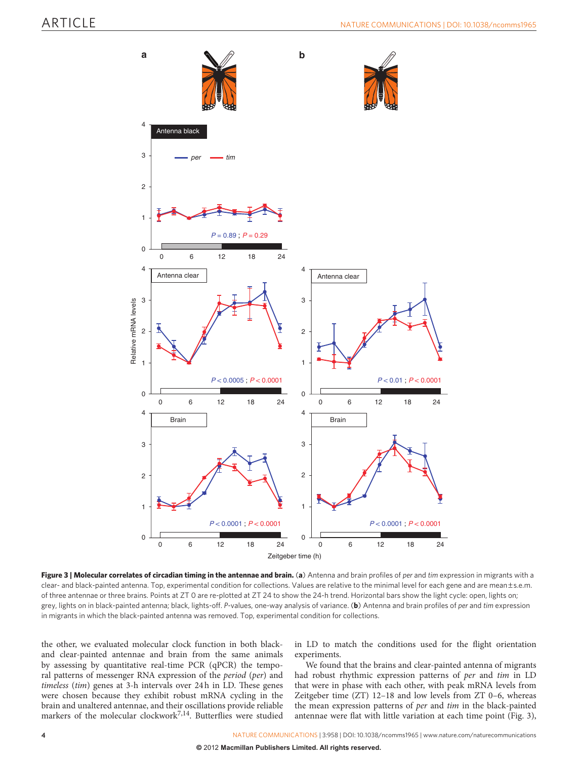**Figure 3 | Molecular correlates of circadian timing in the antennae and brain.** (**a**) Antenna and brain profiles of *per* and *tim* expression in migrants with a clear- and black-painted antenna. Top, experimental condition for collections. Values are relative to the minimal level for each gene and are mean ± s.e.m. of three antennae or three brains. Points at ZT 0 are re-plotted at ZT 24 to show the 24-h trend. Horizontal bars show the light cycle: open, lights on; grey, lights on in black-painted antenna; black, lights-off. *P*-values, one-way analysis of variance. (**b**) Antenna and brain profiles of *per* and *tim* expression in migrants in which the black-painted antenna was removed. Top, experimental condition for collections.

the other, we evaluated molecular clock function in both black- and clear-painted antennae and brain from the same animals by assessing by quantitative real-time PCR (qPCR) the temporal patterns of messenger RNA expression of the *period* (*per*) and *timeless* (*tim*) genes at 3-h intervals over 24 h in LD. These genes were chosen because they exhibit robust mRNA cycling in the brain and unaltered antennae, and their oscillations provide reliable markers of the molecular clockwork[7,14]. Butterflies were studied in LD to match the conditions used for the flight orientation experiments.

We found that the brains and clear-painted antenna of migrants had robust rhythmic expression patterns of *per* and *tim* in LD that were in phase with each other, with peak mRNA levels from Zeitgeber time (ZT) 12–18 and low levels from ZT 0–6, whereas the mean expression patterns of *per* and *tim* in the black-painted antennae were flat with little variation at each time point (Fig. 3),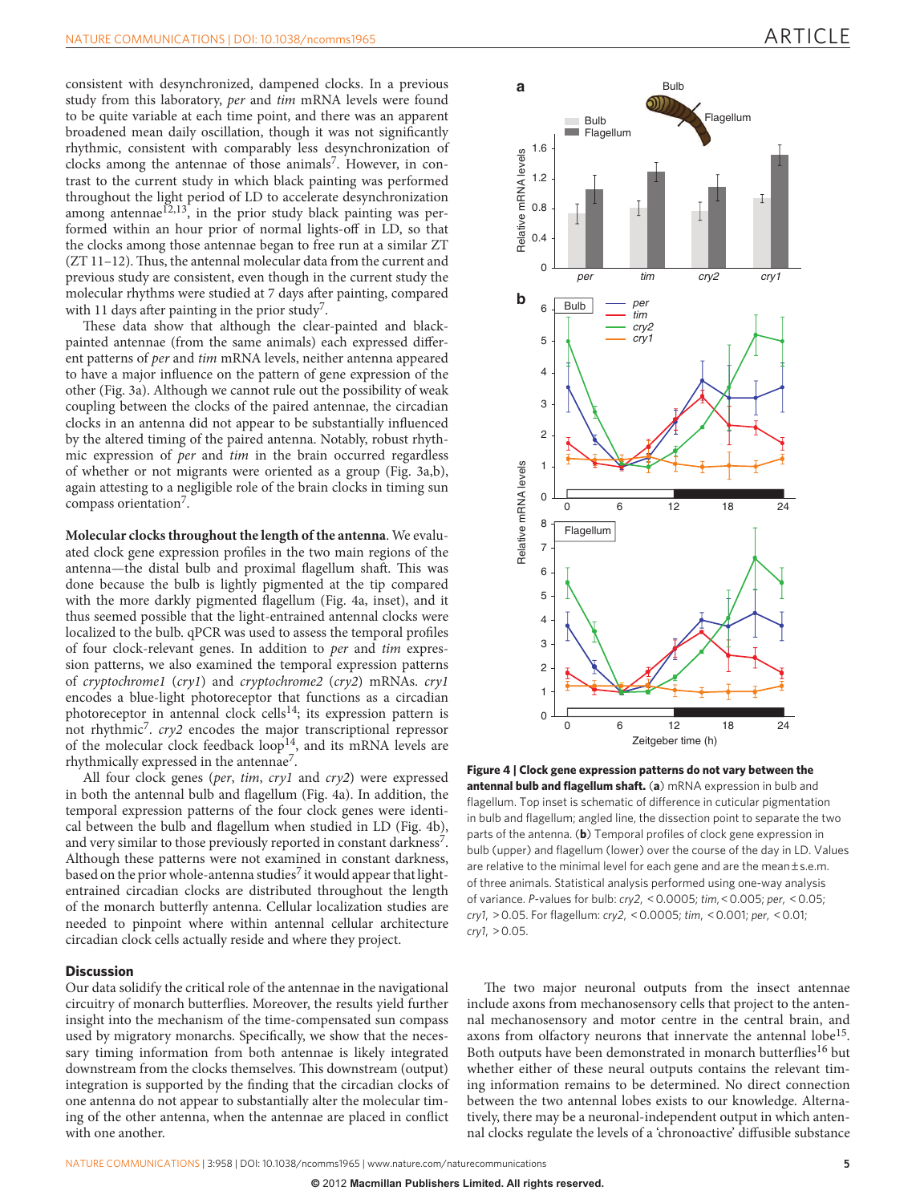consistent with desynchronized, dampened clocks. In a previous study from this laboratory, *per* and *tim* mRNA levels were found to be quite variable at each time point, and there was an apparent broadened mean daily oscillation, though it was not significantly rhythmic, consistent with comparably less desynchronization of clocks among the antennae of those animals[7]. However, in contrast to the current study in which black painting was performed throughout the light period of LD to accelerate desynchronization among antennae[12,13], in the prior study black painting was performed within an hour prior of normal lights-off in LD, so that the clocks among those antennae began to free run at a similar ZT (ZT 11–12). Thus, the antennal molecular data from the current and previous study are consistent, even though in the current study the molecular rhythms were studied at 7 days after painting, compared with 11 days after painting in the prior study[7].

These data show that although the clear-painted and black-painted antennae (from the same animals) each expressed different patterns of *per* and *tim* mRNA levels, neither antenna appeared to have a major influence on the pattern of gene expression of the other (Fig. 3a). Although we cannot rule out the possibility of weak coupling between the clocks of the paired antennae, the circadian clocks in an antenna did not appear to be substantially influenced by the altered timing of the paired antenna. Notably, robust rhythmic expression of *per* and *tim* in the brain occurred regardless of whether or not migrants were oriented as a group (Fig. 3a,b), again attesting to a negligible role of the brain clocks in timing sun compass orientation[7].

**Molecular clocks throughout the length of the antenna**. We evaluated clock gene expression profiles in the two main regions of the antenna—the distal bulb and proximal flagellum shaft. This was done because the bulb is lightly pigmented at the tip compared with the more darkly pigmented flagellum (Fig. 4a, inset), and it thus seemed possible that the light-entrained antennal clocks were localized to the bulb. qPCR was used to assess the temporal profiles of four clock-relevant genes. In addition to *per* and *tim* expression patterns, we also examined the temporal expression patterns of *cryptochrome1* (*cry1*) and *cryptochrome2* (*cry2*) mRNAs. *cry1* encodes a blue-light photoreceptor that functions as a circadian photoreceptor in antennal clock cells[14]; its expression pattern is not rhythmic[7]. *cry2* encodes the major transcriptional repressor of the molecular clock feedback loop[14], and its mRNA levels are rhythmically expressed in the antennae[7].

All four clock genes (*per*, *tim*, *cry1* and *cry2*) were expressed in both the antennal bulb and flagellum (Fig. 4a). In addition, the temporal expression patterns of the four clock genes were identical between the bulb and flagellum when studied in LD (Fig. 4b), and very similar to those previously reported in constant darkness[7]. Although these patterns were not examined in constant darkness, based on the prior whole-antenna studies[7] it would appear that light-entrained circadian clocks are distributed throughout the length of the monarch butterfly antenna. Cellular localization studies are needed to pinpoint where within antennal cellular architecture circadian clock cells actually reside and where they project.

**Figure 4 | Clock gene expression patterns do not vary between the antennal bulb and flagellum shaft.** (**a**) mRNA expression in bulb and flagellum. Top inset is schematic of difference in cuticular pigmentation in bulb and flagellum; angled line, the dissection point to separate the two parts of the antenna. (**b**) Temporal profiles of clock gene expression in bulb (upper) and flagellum (lower) over the course of the day in LD. Values are relative to the minimal level for each gene and are the mean ± s.e.m. of three animals. Statistical analysis performed using one-way analysis of variance. *P*-values for bulb: *cry2*, $<0.0005$; *tim*, $<0.005$; *per*, $<0.05$; *cry1*, $>0.05$. For flagellum: *cry2*, $<0.0005$; *tim*, $<0.001$; *per*, $<0.01$; *cry1*, $>0.05$.

## Discussion

Our data solidify the critical role of the antennae in the navigational circuitry of monarch butterflies. Moreover, the results yield further insight into the mechanism of the time-compensated sun compass used by migratory monarchs. Specifically, we show that the necessary timing information from both antennae is likely integrated downstream from the clocks themselves. This downstream (output) integration is supported by the finding that the circadian clocks of one antenna do not appear to substantially alter the molecular timing of the other antenna, when the antennae are placed in conflict with one another.

The two major neuronal outputs from the insect antennae include axons from mechanosensory cells that project to the antennal mechanosensory and motor centre in the central brain, and axons from olfactory neurons that innervate the antennal lobe[15]. Both outputs have been demonstrated in monarch butterflies[16] but whether either of these neural outputs contains the relevant timing information remains to be determined. No direct connection between the two antennal lobes exists to our knowledge. Alternatively, there may be a neuronal-independent output in which antennal clocks regulate the levels of a 'chronoactive' diffusible substance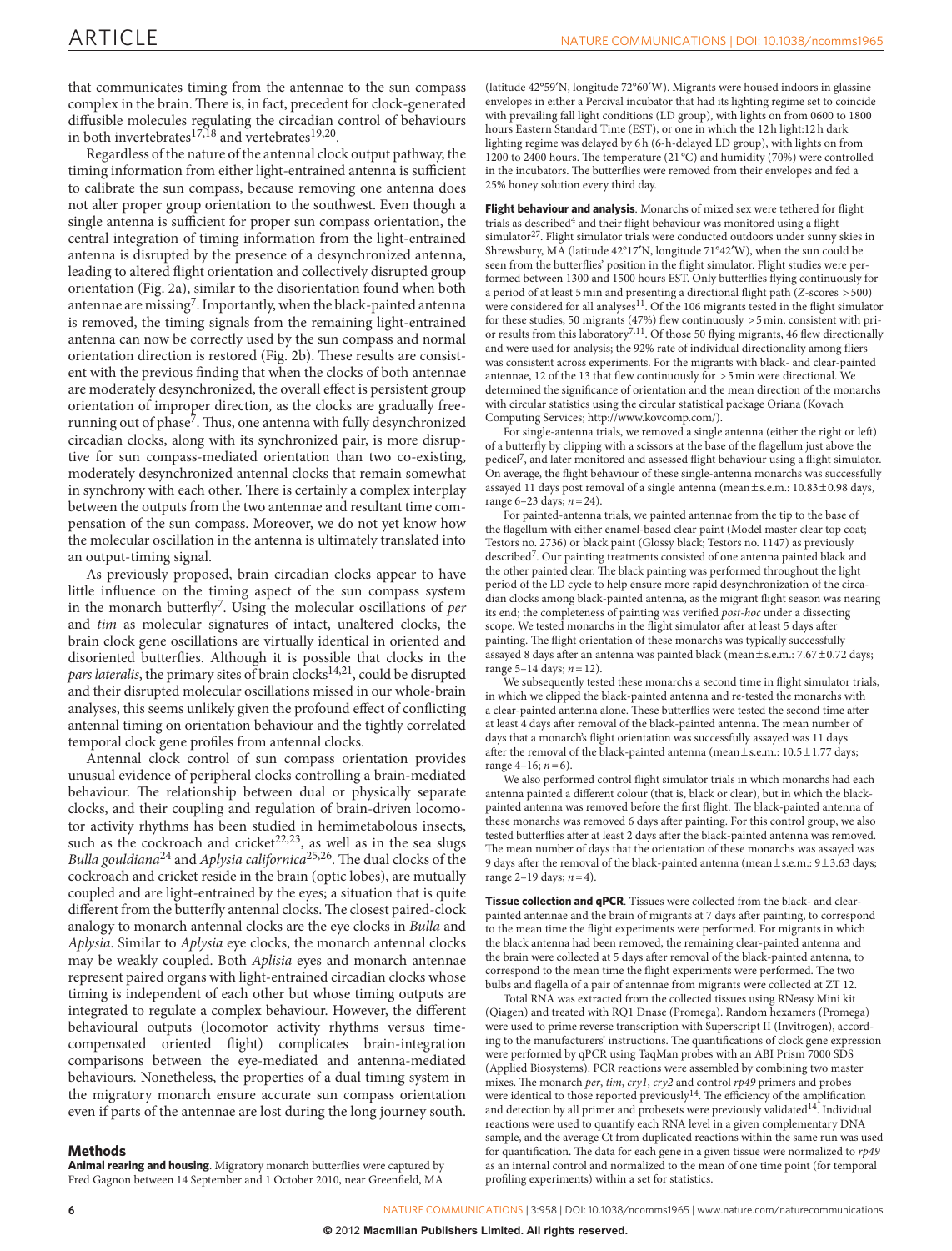that communicates timing from the antennae to the sun compass complex in the brain. There is, in fact, precedent for clock-generated diffusible molecules regulating the circadian control of behaviours in both invertebrates[17,18] and vertebrates[19,20].

Regardless of the nature of the antennal clock output pathway, the timing information from either light-entrained antenna is sufficient to calibrate the sun compass, because removing one antenna does not alter proper group orientation to the southwest. Even though a single antenna is sufficient for proper sun compass orientation, the central integration of timing information from the light-entrained antenna is disrupted by the presence of a desynchronized antenna, leading to altered flight orientation and collectively disrupted group orientation (Fig. 2a), similar to the disorientation found when both antennae are missing[7]. Importantly, when the black-painted antenna is removed, the timing signals from the remaining light-entrained antenna can now be correctly used by the sun compass and normal orientation direction is restored (Fig. 2b). These results are consistent with the previous finding that when the clocks of both antennae are moderately desynchronized, the overall effect is persistent group orientation of improper direction, as the clocks are gradually free-running out of phase[7]. Thus, one antenna with fully desynchronized circadian clocks, along with its synchronized pair, is more disruptive for sun compass-mediated orientation than two co-existing, moderately desynchronized antennal clocks that remain somewhat in synchrony with each other. There is certainly a complex interplay between the outputs from the two antennae and resultant time compensation of the sun compass. Moreover, we do not yet know how the molecular oscillation in the antenna is ultimately translated into an output-timing signal.

As previously proposed, brain circadian clocks appear to have little influence on the timing aspect of the sun compass system in the monarch butterfly[7]. Using the molecular oscillations of *per* and *tim* as molecular signatures of intact, unaltered clocks, the brain clock gene oscillations are virtually identical in oriented and disoriented butterflies. Although it is possible that clocks in the *pars lateralis*, the primary sites of brain clocks[14,21], could be disrupted and their disrupted molecular oscillations missed in our whole-brain analyses, this seems unlikely given the profound effect of conflicting antennal timing on orientation behaviour and the tightly correlated temporal clock gene profiles from antennal clocks.

Antennal clock control of sun compass orientation provides unusual evidence of peripheral clocks controlling a brain-mediated behaviour. The relationship between dual or physically separate clocks, and their coupling and regulation of brain-driven locomotor activity rhythms has been studied in hemimetabolous insects, such as the cockroach and cricket[22,23], as well as in the sea slugs *Bulla gouldiana*[24] and *Aplysia californica*[25,26]. The dual clocks of the cockroach and cricket reside in the brain (optic lobes), are mutually coupled and are light-entrained by the eyes; a situation that is quite different from the butterfly antennal clocks. The closest paired-clock analogy to monarch antennal clocks are the eye clocks in *Bulla* and *Aplysia*. Similar to *Aplysia* eye clocks, the monarch antennal clocks may be weakly coupled. Both *Aplisia* eyes and monarch antennae represent paired organs with light-entrained circadian clocks whose timing is independent of each other but whose timing outputs are integrated to regulate a complex behaviour. However, the different behavioural outputs (locomotor activity rhythms versus time-compensated oriented flight) complicates brain-integration comparisons between the eye-mediated and antenna-mediated behaviours. Nonetheless, the properties of a dual timing system in the migratory monarch ensure accurate sun compass orientation even if parts of the antennae are lost during the long journey south.

## Methods

**Animal rearing and housing**. Migratory monarch butterflies were captured by Fred Gagnon between 14 September and 1 October 2010, near Greenfield, MA (latitude 42°59′N, longitude 72°60′W). Migrants were housed indoors in glassine envelopes in either a Percival incubator that had its lighting regime set to coincide with prevailing fall light conditions (LD group), with lights on from 0600 to 1800 hours Eastern Standard Time (EST), or one in which the 12 h light:12 h dark lighting regime was delayed by 6 h (6-h-delayed LD group), with lights on from 1200 to 2400 hours. The temperature (21 °C) and humidity (70%) were controlled in the incubators. The butterflies were removed from their envelopes and fed a 25% honey solution every third day.

**Flight behaviour and analysis**. Monarchs of mixed sex were tethered for flight trials as described[4] and their flight behaviour was monitored using a flight simulator[27]. Flight simulator trials were conducted outdoors under sunny skies in Shrewsbury, MA (latitude 42°17′N, longitude 71°42′W), when the sun could be seen from the butterflies' position in the flight simulator. Flight studies were performed between 1300 and 1500 hours EST. Only butterflies flying continuously for a period of at least 5 min and presenting a directional flight path (*Z*-scores >500) were considered for all analyses[11]. Of the 106 migrants tested in the flight simulator for these studies, 50 migrants (47%) flew continuously >5 min, consistent with prior results from this laboratory[7,11]. Of those 50 flying migrants, 46 flew directionally and were used for analysis; the 92% rate of individual directionality among fliers was consistent across experiments. For the migrants with black- and clear-painted antennae, 12 of the 13 that flew continuously for >5 min were directional. We determined the significance of orientation and the mean direction of the monarchs with circular statistics using the circular statistical package Oriana (Kovach Computing Services; http://www.kovcomp.com/).

For single-antenna trials, we removed a single antenna (either the right or left) of a butterfly by clipping with a scissors at the base of the flagellum just above the pedicel[7], and later monitored and assessed flight behaviour using a flight simulator. On average, the flight behaviour of these single-antenna monarchs was successfully assayed 11 days post removal of a single antenna (mean±s.e.m.: 10.83±0.98 days, range 6–23 days; $n=24$).

For painted-antenna trials, we painted antennae from the tip to the base of the flagellum with either enamel-based clear paint (Model master clear top coat; Testors no. 2736) or black paint (Glossy black; Testors no. 1147) as previously described[7]. Our painting treatments consisted of one antenna painted black and the other painted clear. The black painting was performed throughout the light period of the LD cycle to help ensure more rapid desynchronization of the circadian clocks among black-painted antenna, as the migrant flight season was nearing its end; the completeness of painting was verified *post-hoc* under a dissecting scope. We tested monarchs in the flight simulator after at least 5 days after painting. The flight orientation of these monarchs was typically successfully assayed 8 days after an antenna was painted black (mean±s.e.m.: 7.67±0.72 days; range 5–14 days; $n=12$).

We subsequently tested these monarchs a second time in flight simulator trials, in which we clipped the black-painted antenna and re-tested the monarchs with a clear-painted antenna alone. These butterflies were tested the second time after at least 4 days after removal of the black-painted antenna. The mean number of days that a monarch's flight orientation was successfully assayed was 11 days after the removal of the black-painted antenna (mean±s.e.m.: 10.5±1.77 days; range 4–16; $n=6$).

We also performed control flight simulator trials in which monarchs had each antenna painted a different colour (that is, black or clear), but in which the black-painted antenna was removed before the first flight. The black-painted antenna of these monarchs was removed 6 days after painting. For this control group, we also tested butterflies after at least 2 days after the black-painted antenna was removed. The mean number of days that the orientation of these monarchs was assayed was 9 days after the removal of the black-painted antenna (mean±s.e.m.: 9±3.63 days; range 2–19 days; $n=4$).

**Tissue collection and qPCR**. Tissues were collected from the black- and clear-painted antennae and the brain of migrants at 7 days after painting, to correspond to the mean time the flight experiments were performed. For migrants in which the black antenna had been removed, the remaining clear-painted antenna and the brain were collected at 5 days after removal of the black-painted antenna, to correspond to the mean time the flight experiments were performed. The two bulbs and flagella of a pair of antennae from migrants were collected at ZT 12.

Total RNA was extracted from the collected tissues using RNeasy Mini kit (Qiagen) and treated with RQ1 Dnase (Promega). Random hexamers (Promega) were used to prime reverse transcription with Superscript II (Invitrogen), according to the manufacturers' instructions. The quantifications of clock gene expression were performed by qPCR using TaqMan probes with an ABI Prism 7000 SDS (Applied Biosystems). PCR reactions were assembled by combining two master mixes. The monarch *per*, *tim*, *cry1*, *cry2* and control *rp49* primers and probes were identical to those reported previously[14]. The efficiency of the amplification and detection by all primer and probesets were previously validated[14]. Individual reactions were used to quantify each RNA level in a given complementary DNA sample, and the average Ct from duplicated reactions within the same run was used for quantification. The data for each gene in a given tissue were normalized to *rp49* as an internal control and normalized to the mean of one time point (for temporal profiling experiments) within a set for statistics.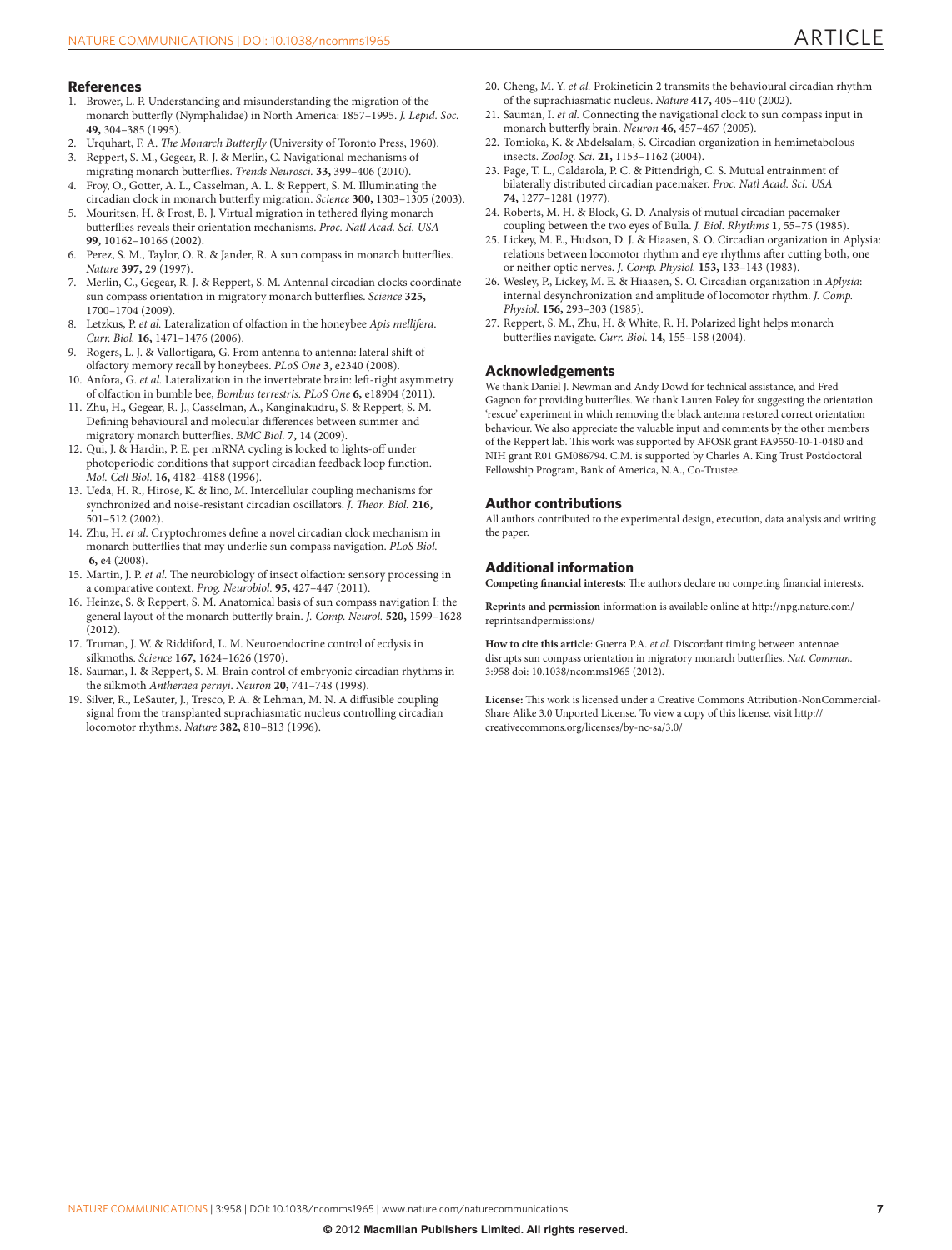## References

1. Brower, L. P. Understanding and misunderstanding the migration of the monarch butterfly (Nymphalidae) in North America: 1857–1995. *J. Lepid. Soc.* **49,** 304–385 (1995).
2. Urquhart, F. A. *The Monarch Butterfly* (University of Toronto Press, 1960).
3. Reppert, S. M., Gegear, R. J. & Merlin, C. Navigational mechanisms of migrating monarch butterflies. *Trends Neurosci.* **33,** 399–406 (2010).
4. Froy, O., Gotter, A. L., Casselman, A. L. & Reppert, S. M. Illuminating the circadian clock in monarch butterfly migration. *Science* **300,** 1303–1305 (2003).
5. Mouritsen, H. & Frost, B. J. Virtual migration in tethered flying monarch butterflies reveals their orientation mechanisms. *Proc. Natl Acad. Sci. USA* **99,** 10162–10166 (2002).
6. Perez, S. M., Taylor, O. R. & Jander, R. A sun compass in monarch butterflies. *Nature* **397,** 29 (1997).
7. Merlin, C., Gegear, R. J. & Reppert, S. M. Antennal circadian clocks coordinate sun compass orientation in migratory monarch butterflies. *Science* **325,** 1700–1704 (2009).
8. Letzkus, P. *et al.* Lateralization of olfaction in the honeybee *Apis mellifera*. *Curr. Biol.* **16,** 1471–1476 (2006).
9. Rogers, L. J. & Vallortigara, G. From antenna to antenna: lateral shift of olfactory memory recall by honeybees. *PLoS One* **3,** e2340 (2008).
10. Anfora, G. *et al.* Lateralization in the invertebrate brain: left-right asymmetry of olfaction in bumble bee, *Bombus terrestris*. *PLoS One* **6,** e18904 (2011).
11. Zhu, H., Gegear, R. J., Casselman, A., Kanginakudru, S. & Reppert, S. M. Defining behavioural and molecular differences between summer and migratory monarch butterflies. *BMC Biol.* **7,** 14 (2009).
12. Qui, J. & Hardin, P. E. per mRNA cycling is locked to lights-off under photoperiodic conditions that support circadian feedback loop function. *Mol. Cell Biol.* **16,** 4182–4188 (1996).
13. Ueda, H. R., Hirose, K. & Iino, M. Intercellular coupling mechanisms for synchronized and noise-resistant circadian oscillators. *J. Theor. Biol.* **216,** 501–512 (2002).
14. Zhu, H. *et al.* Cryptochromes define a novel circadian clock mechanism in monarch butterflies that may underlie sun compass navigation. *PLoS Biol.* **6,** e4 (2008).
15. Martin, J. P. *et al.* The neurobiology of insect olfaction: sensory processing in a comparative context. *Prog. Neurobiol.* **95,** 427–447 (2011).
16. Heinze, S. & Reppert, S. M. Anatomical basis of sun compass navigation I: the general layout of the monarch butterfly brain. *J. Comp. Neurol.* **520,** 1599–1628 (2012).
17. Truman, J. W. & Riddiford, L. M. Neuroendocrine control of ecdysis in silkmoths. *Science* **167,** 1624–1626 (1970).
18. Sauman, I. & Reppert, S. M. Brain control of embryonic circadian rhythms in the silkmoth *Antheraea pernyi*. *Neuron* **20,** 741–748 (1998).
19. Silver, R., LeSauter, J., Tresco, P. A. & Lehman, M. N. A diffusible coupling signal from the transplanted suprachiasmatic nucleus controlling circadian locomotor rhythms. *Nature* **382,** 810–813 (1996).
20. Cheng, M. Y. *et al.* Prokineticin 2 transmits the behavioural circadian rhythm of the suprachiasmatic nucleus. *Nature* **417,** 405–410 (2002).
21. Sauman, I. *et al.* Connecting the navigational clock to sun compass input in monarch butterfly brain. *Neuron* **46,** 457–467 (2005).
22. Tomioka, K. & Abdelsalam, S. Circadian organization in hemimetabolous insects. *Zoolog. Sci.* **21,** 1153–1162 (2004).
23. Page, T. L., Caldarola, P. C. & Pittendrigh, C. S. Mutual entrainment of bilaterally distributed circadian pacemaker. *Proc. Natl Acad. Sci. USA* **74,** 1277–1281 (1977).
24. Roberts, M. H. & Block, G. D. Analysis of mutual circadian pacemaker coupling between the two eyes of Bulla. *J. Biol. Rhythms* **1,** 55–75 (1985).
25. Lickey, M. E., Hudson, D. J. & Hiaasen, S. O. Circadian organization in Aplysia: relations between locomotor rhythm and eye rhythms after cutting both, one or neither optic nerves. *J. Comp. Physiol.* **153,** 133–143 (1983).
26. Wesley, P., Lickey, M. E. & Hiaasen, S. O. Circadian organization in *Aplysia*: internal desynchronization and amplitude of locomotor rhythm. *J. Comp. Physiol.* **156,** 293–303 (1985).
27. Reppert, S. M., Zhu, H. & White, R. H. Polarized light helps monarch butterflies navigate. *Curr. Biol.* **14,** 155–158 (2004).

## Acknowledgements

We thank Daniel J. Newman and Andy Dowd for technical assistance, and Fred Gagnon for providing butterflies. We thank Lauren Foley for suggesting the orientation 'rescue' experiment in which removing the black antenna restored correct orientation behaviour. We also appreciate the valuable input and comments by the other members of the Reppert lab. This work was supported by AFOSR grant FA9550-10-1-0480 and NIH grant R01 GM086794. C.M. is supported by Charles A. King Trust Postdoctoral Fellowship Program, Bank of America, N.A., Co-Trustee.

## Author contributions

All authors contributed to the experimental design, execution, data analysis and writing the paper.

## Additional information

**Competing financial interests**: The authors declare no competing financial interests.

**Reprints and permission** information is available online at http://npg.nature.com/reprintsandpermissions/

**How to cite this article**: Guerra P.A. *et al.* Discordant timing between antennae disrupts sun compass orientation in migratory monarch butterflies. *Nat. Commun.* 3:958 doi: 10.1038/ncomms1965 (2012).

**License:** This work is licensed under a Creative Commons Attribution-NonCommercial-Share Alike 3.0 Unported License. To view a copy of this license, visit http://creativecommons.org/licenses/by-nc-sa/3.0/